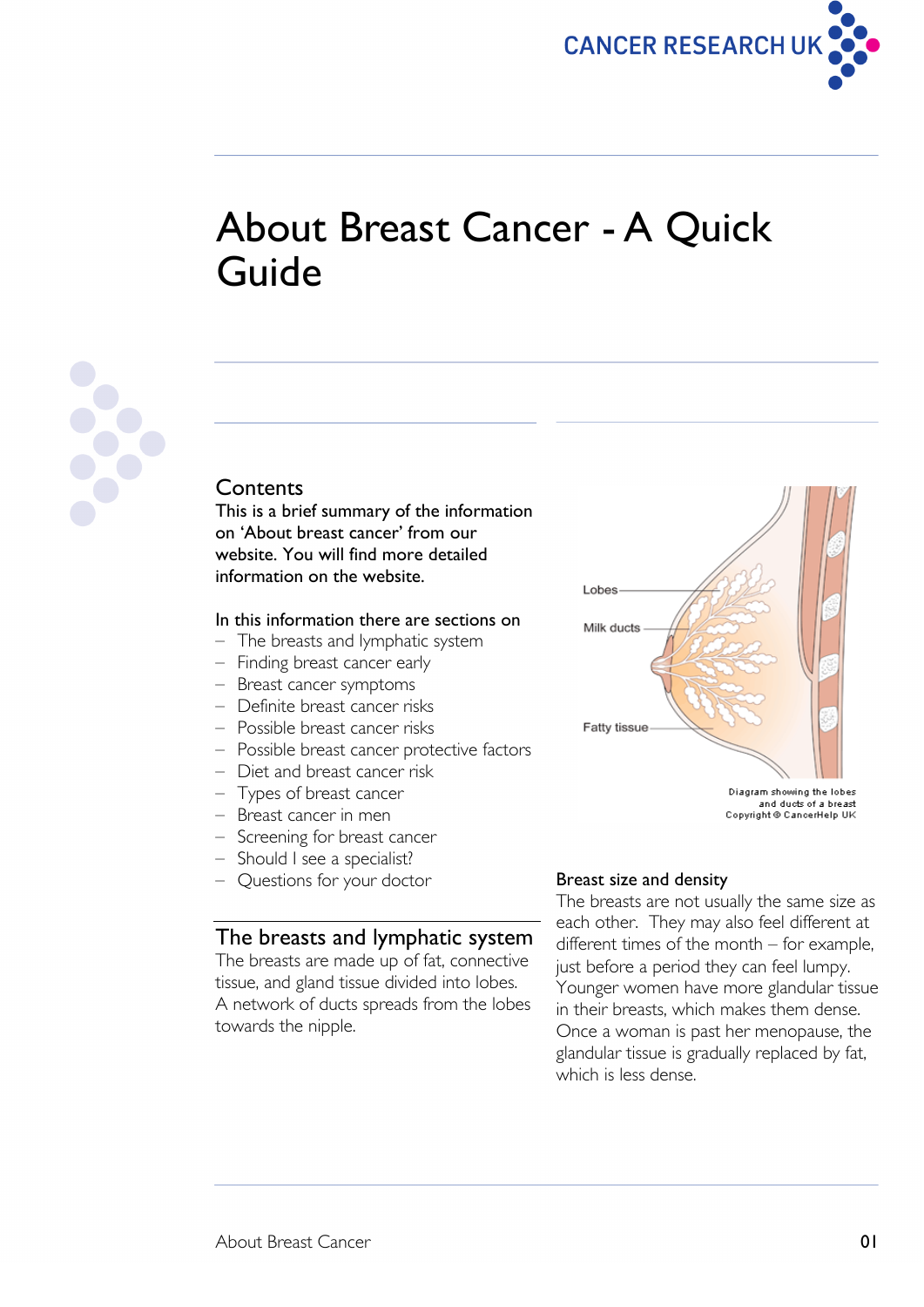# About Breast Cancer - A Quick Guide

## Contents

This is a brief summary of the information on 'About breast cancer' from our website. You will find more detailed information on the website.

In this information there are sections on

- The breasts and lymphatic system
- Finding breast cancer early
- Breast cancer symptoms
- Definite breast cancer risks
- Possible breast cancer risks
- Possible breast cancer protective factors
- Diet and breast cancer risk
- Types of breast cancer
- Breast cancer in men
- Screening for breast cancer
- Should I see a specialist?
- Questions for your doctor

## The breasts and lymphatic system

The breasts are made up of fat, connective tissue, and gland tissue divided into lobes. A network of ducts spreads from the lobes towards the nipple.

Lobes

Milk ducts

Fatty tissue

Diagram showing the lobes and ducts of a breast
Copyright © CancerHelp UK

### Breast size and density

The breasts are not usually the same size as each other. They may also feel different at different times of the month – for example, just before a period they can feel lumpy. Younger women have more glandular tissue in their breasts, which makes them dense. Once a woman is past her menopause, the glandular tissue is gradually replaced by fat, which is less dense.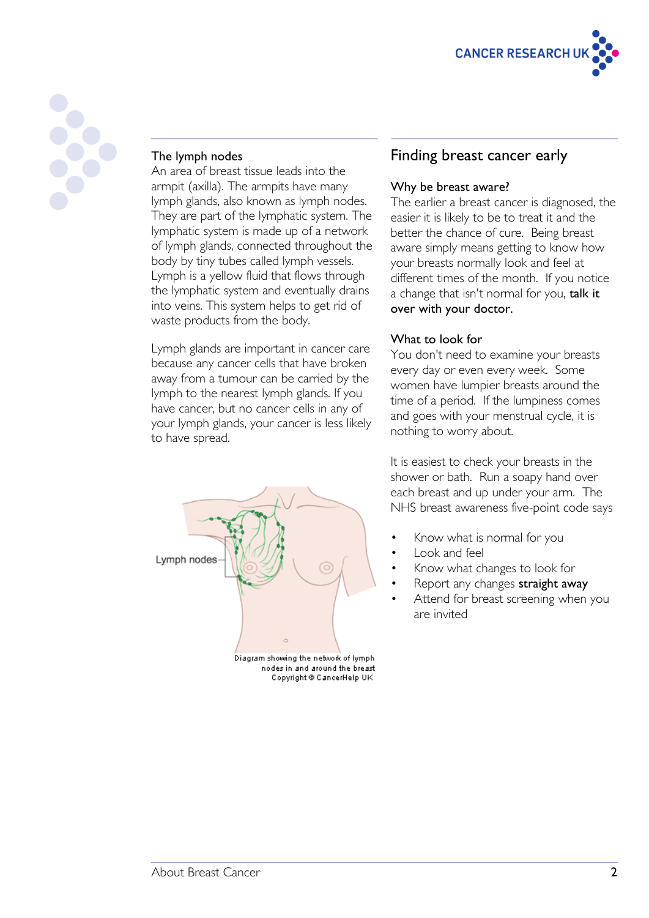### The lymph nodes

An area of breast tissue leads into the armpit (axilla). The armpits have many lymph glands, also known as lymph nodes. They are part of the lymphatic system. The lymphatic system is made up of a network of lymph glands, connected throughout the body by tiny tubes called lymph vessels. Lymph is a yellow fluid that flows through the lymphatic system and eventually drains into veins. This system helps to get rid of waste products from the body.

Lymph glands are important in cancer care because any cancer cells that have broken away from a tumour can be carried by the lymph to the nearest lymph glands. If you have cancer, but no cancer cells in any of your lymph glands, your cancer is less likely to have spread.

Lymph nodes

Diagram showing the network of lymph nodes in and around the breast
Copyright © CancerHelp UK

## Finding breast cancer early

### Why be breast aware?

The earlier a breast cancer is diagnosed, the easier it is likely to be to treat it and the better the chance of cure. Being breast aware simply means getting to know how your breasts normally look and feel at different times of the month. If you notice a change that isn't normal for you, **talk it over with your doctor.**

### What to look for

You don't need to examine your breasts every day or even every week. Some women have lumpier breasts around the time of a period. If the lumpiness comes and goes with your menstrual cycle, it is nothing to worry about.

It is easiest to check your breasts in the shower or bath. Run a soapy hand over each breast and up under your arm. The NHS breast awareness five-point code says

- Know what is normal for you
- Look and feel
- Know what changes to look for
- Report any changes **straight away**
- Attend for breast screening when you are invited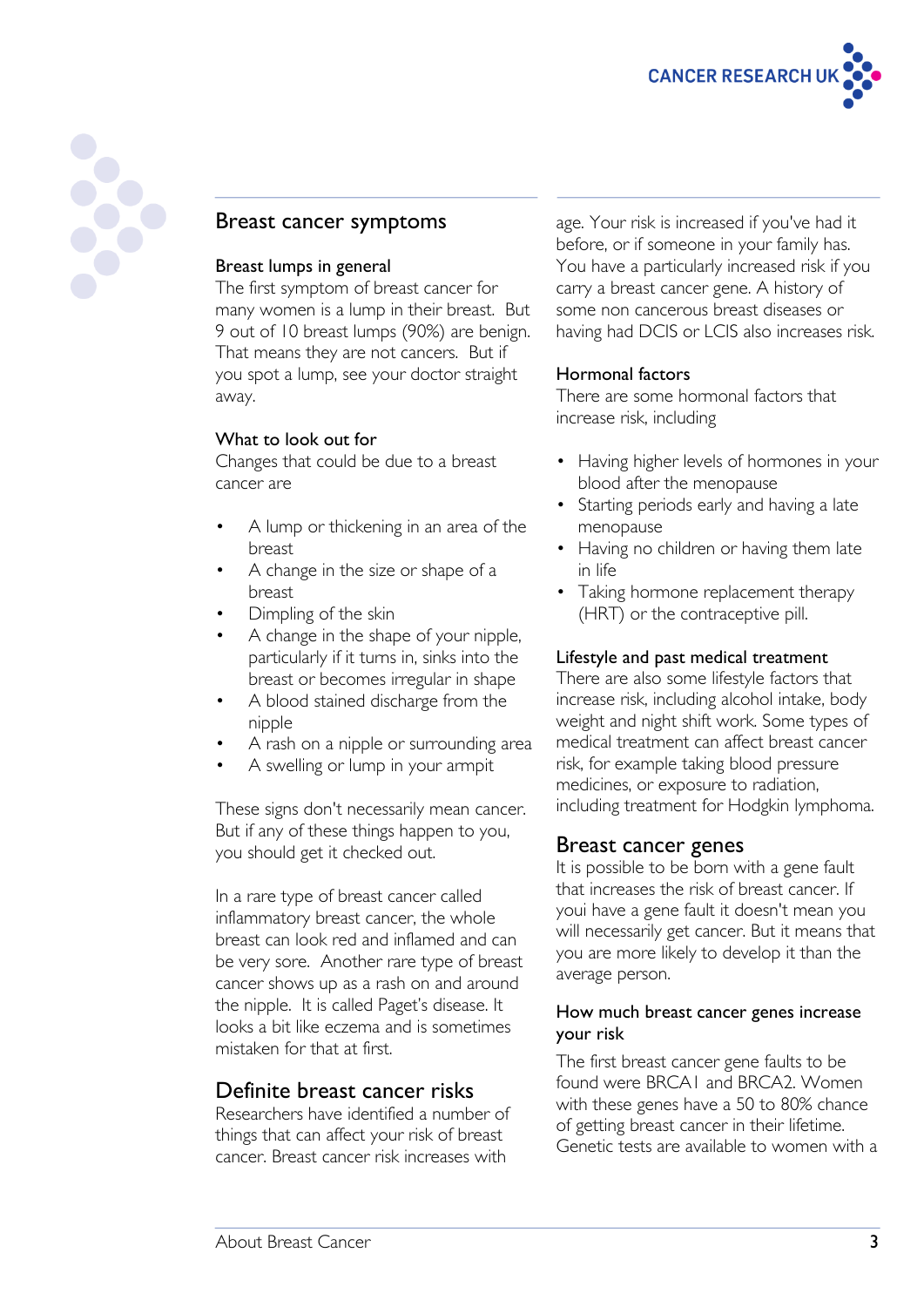## Breast cancer symptoms

### Breast lumps in general

The first symptom of breast cancer for many women is a lump in their breast. But 9 out of 10 breast lumps (90%) are benign. That means they are not cancers. But if you spot a lump, see your doctor straight away.

### What to look out for

Changes that could be due to a breast cancer are

- A lump or thickening in an area of the breast
- A change in the size or shape of a breast
- Dimpling of the skin
- A change in the shape of your nipple, particularly if it turns in, sinks into the breast or becomes irregular in shape
- A blood stained discharge from the nipple
- A rash on a nipple or surrounding area
- A swelling or lump in your armpit

These signs don't necessarily mean cancer. But if any of these things happen to you, you should get it checked out.

In a rare type of breast cancer called inflammatory breast cancer, the whole breast can look red and inflamed and can be very sore. Another rare type of breast cancer shows up as a rash on and around the nipple. It is called Paget's disease. It looks a bit like eczema and is sometimes mistaken for that at first.

## Definite breast cancer risks

Researchers have identified a number of things that can affect your risk of breast cancer. Breast cancer risk increases with age. Your risk is increased if you've had it before, or if someone in your family has. You have a particularly increased risk if you carry a breast cancer gene. A history of some non cancerous breast diseases or having had DCIS or LCIS also increases risk.

### Hormonal factors

There are some hormonal factors that increase risk, including

- Having higher levels of hormones in your blood after the menopause
- Starting periods early and having a late menopause
- Having no children or having them late in life
- Taking hormone replacement therapy (HRT) or the contraceptive pill.

### Lifestyle and past medical treatment

There are also some lifestyle factors that increase risk, including alcohol intake, body weight and night shift work. Some types of medical treatment can affect breast cancer risk, for example taking blood pressure medicines, or exposure to radiation, including treatment for Hodgkin lymphoma.

## Breast cancer genes

It is possible to be born with a gene fault that increases the risk of breast cancer. If youi have a gene fault it doesn't mean you will necessarily get cancer. But it means that you are more likely to develop it than the average person.

### How much breast cancer genes increase your risk

The first breast cancer gene faults to be found were BRCA1 and BRCA2. Women with these genes have a 50 to 80% chance of getting breast cancer in their lifetime. Genetic tests are available to women with a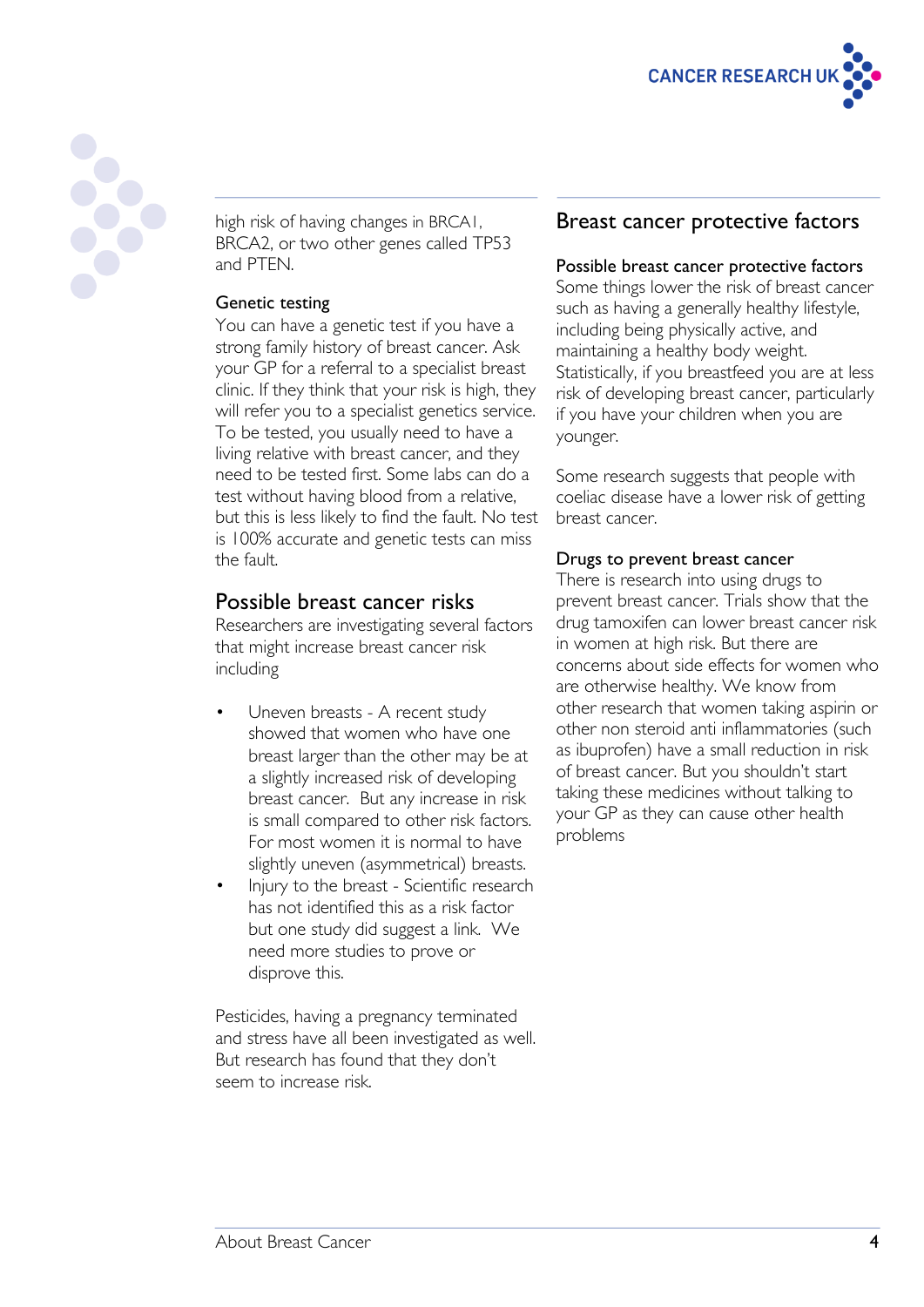high risk of having changes in BRCA1, BRCA2, or two other genes called TP53 and PTEN.

### Genetic testing

You can have a genetic test if you have a strong family history of breast cancer. Ask your GP for a referral to a specialist breast clinic. If they think that your risk is high, they will refer you to a specialist genetics service. To be tested, you usually need to have a living relative with breast cancer, and they need to be tested first. Some labs can do a test without having blood from a relative, but this is less likely to find the fault. No test is 100% accurate and genetic tests can miss the fault.

## Possible breast cancer risks

Researchers are investigating several factors that might increase breast cancer risk including

- Uneven breasts - A recent study showed that women who have one breast larger than the other may be at a slightly increased risk of developing breast cancer. But any increase in risk is small compared to other risk factors. For most women it is normal to have slightly uneven (asymmetrical) breasts.
- Injury to the breast - Scientific research has not identified this as a risk factor but one study did suggest a link. We need more studies to prove or disprove this.

Pesticides, having a pregnancy terminated and stress have all been investigated as well. But research has found that they don't seem to increase risk.

## Breast cancer protective factors

### Possible breast cancer protective factors

Some things lower the risk of breast cancer such as having a generally healthy lifestyle, including being physically active, and maintaining a healthy body weight. Statistically, if you breastfeed you are at less risk of developing breast cancer, particularly if you have your children when you are younger.

Some research suggests that people with coeliac disease have a lower risk of getting breast cancer.

### Drugs to prevent breast cancer

There is research into using drugs to prevent breast cancer. Trials show that the drug tamoxifen can lower breast cancer risk in women at high risk. But there are concerns about side effects for women who are otherwise healthy. We know from other research that women taking aspirin or other non steroid anti inflammatories (such as ibuprofen) have a small reduction in risk of breast cancer. But you shouldn't start taking these medicines without talking to your GP as they can cause other health problems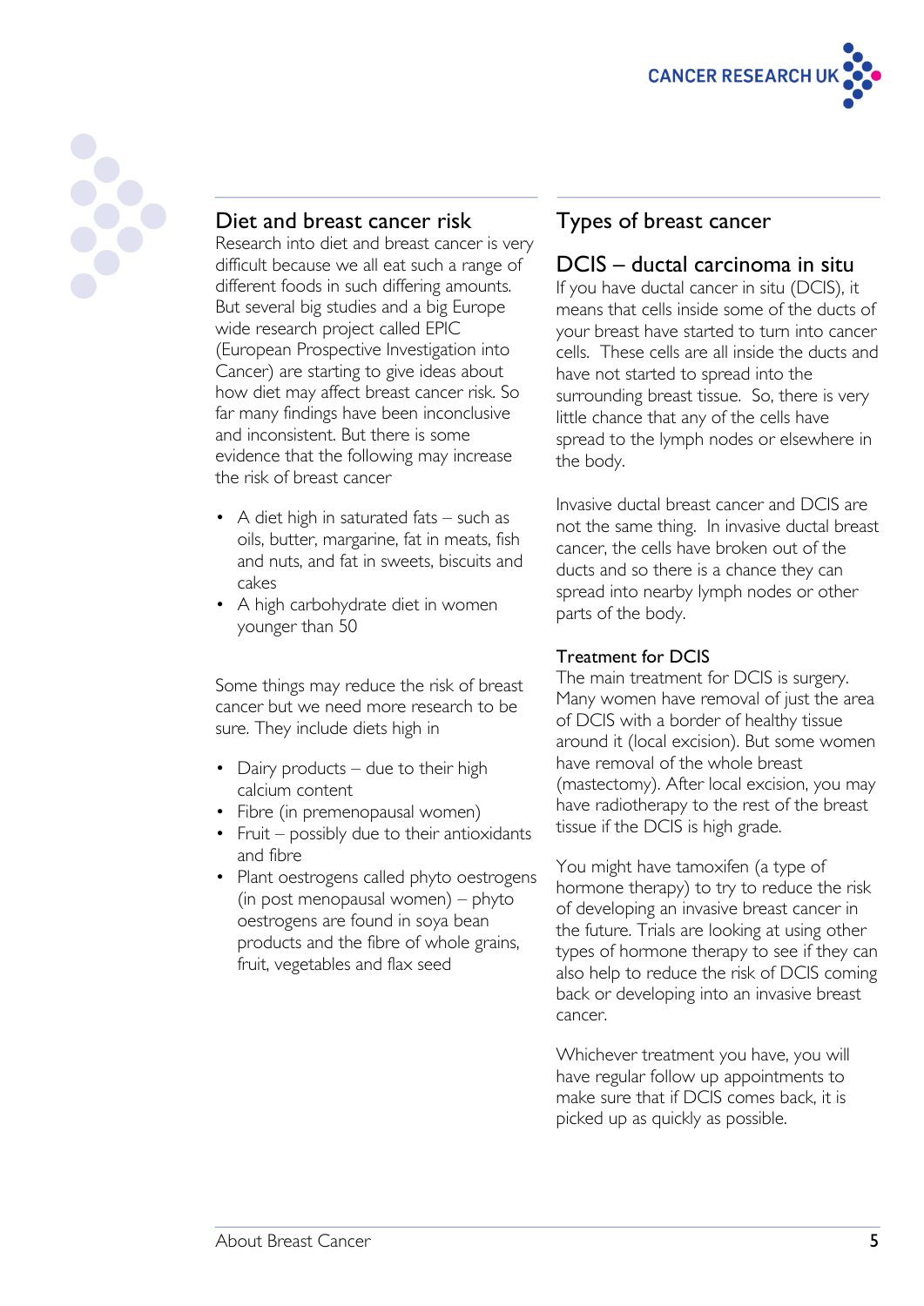## Diet and breast cancer risk

Research into diet and breast cancer is very difficult because we all eat such a range of different foods in such differing amounts. But several big studies and a big Europe wide research project called EPIC (European Prospective Investigation into Cancer) are starting to give ideas about how diet may affect breast cancer risk. So far many findings have been inconclusive and inconsistent. But there is some evidence that the following may increase the risk of breast cancer

- A diet high in saturated fats – such as oils, butter, margarine, fat in meats, fish and nuts, and fat in sweets, biscuits and cakes
- A high carbohydrate diet in women younger than 50

Some things may reduce the risk of breast cancer but we need more research to be sure. They include diets high in

- Dairy products – due to their high calcium content
- Fibre (in premenopausal women)
- Fruit – possibly due to their antioxidants and fibre
- Plant oestrogens called phyto oestrogens (in post menopausal women) – phyto oestrogens are found in soya bean products and the fibre of whole grains, fruit, vegetables and flax seed

## Types of breast cancer

## DCIS – ductal carcinoma in situ

If you have ductal cancer in situ (DCIS), it means that cells inside some of the ducts of your breast have started to turn into cancer cells. These cells are all inside the ducts and have not started to spread into the surrounding breast tissue. So, there is very little chance that any of the cells have spread to the lymph nodes or elsewhere in the body.

Invasive ductal breast cancer and DCIS are not the same thing. In invasive ductal breast cancer, the cells have broken out of the ducts and so there is a chance they can spread into nearby lymph nodes or other parts of the body.

### Treatment for DCIS

The main treatment for DCIS is surgery. Many women have removal of just the area of DCIS with a border of healthy tissue around it (local excision). But some women have removal of the whole breast (mastectomy). After local excision, you may have radiotherapy to the rest of the breast tissue if the DCIS is high grade.

You might have tamoxifen (a type of hormone therapy) to try to reduce the risk of developing an invasive breast cancer in the future. Trials are looking at using other types of hormone therapy to see if they can also help to reduce the risk of DCIS coming back or developing into an invasive breast cancer.

Whichever treatment you have, you will have regular follow up appointments to make sure that if DCIS comes back, it is picked up as quickly as possible.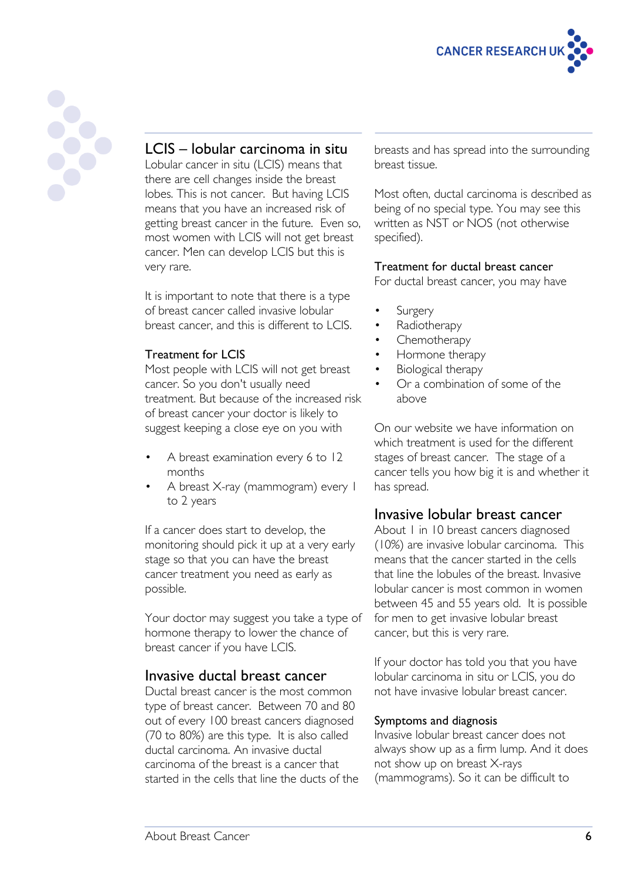## LCIS – lobular carcinoma in situ

Lobular cancer in situ (LCIS) means that there are cell changes inside the breast lobes. This is not cancer. But having LCIS means that you have an increased risk of getting breast cancer in the future. Even so, most women with LCIS will not get breast cancer. Men can develop LCIS but this is very rare.

It is important to note that there is a type of breast cancer called invasive lobular breast cancer, and this is different to LCIS.

### Treatment for LCIS

Most people with LCIS will not get breast cancer. So you don't usually need treatment. But because of the increased risk of breast cancer your doctor is likely to suggest keeping a close eye on you with

- A breast examination every 6 to 12 months
- A breast X-ray (mammogram) every 1 to 2 years

If a cancer does start to develop, the monitoring should pick it up at a very early stage so that you can have the breast cancer treatment you need as early as possible.

Your doctor may suggest you take a type of hormone therapy to lower the chance of breast cancer if you have LCIS.

## Invasive ductal breast cancer

Ductal breast cancer is the most common type of breast cancer. Between 70 and 80 out of every 100 breast cancers diagnosed (70 to 80%) are this type. It is also called ductal carcinoma. An invasive ductal carcinoma of the breast is a cancer that started in the cells that line the ducts of the breasts and has spread into the surrounding breast tissue.

Most often, ductal carcinoma is described as being of no special type. You may see this written as NST or NOS (not otherwise specified).

### Treatment for ductal breast cancer

For ductal breast cancer, you may have

- Surgery
- Radiotherapy
- Chemotherapy
- Hormone therapy
- Biological therapy
- Or a combination of some of the above

On our website we have information on which treatment is used for the different stages of breast cancer. The stage of a cancer tells you how big it is and whether it has spread.

## Invasive lobular breast cancer

About 1 in 10 breast cancers diagnosed (10%) are invasive lobular carcinoma. This means that the cancer started in the cells that line the lobules of the breast. Invasive lobular cancer is most common in women between 45 and 55 years old. It is possible for men to get invasive lobular breast cancer, but this is very rare.

If your doctor has told you that you have lobular carcinoma in situ or LCIS, you do not have invasive lobular breast cancer.

### Symptoms and diagnosis

Invasive lobular breast cancer does not always show up as a firm lump. And it does not show up on breast X-rays (mammograms). So it can be difficult to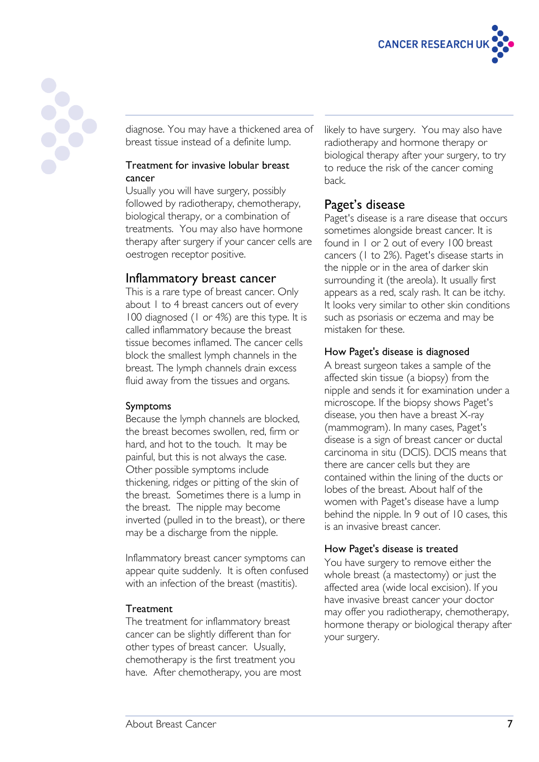diagnose. You may have a thickened area of breast tissue instead of a definite lump.

### Treatment for invasive lobular breast cancer

Usually you will have surgery, possibly followed by radiotherapy, chemotherapy, biological therapy, or a combination of treatments. You may also have hormone therapy after surgery if your cancer cells are oestrogen receptor positive.

## Inflammatory breast cancer

This is a rare type of breast cancer. Only about 1 to 4 breast cancers out of every 100 diagnosed (1 or 4%) are this type. It is called inflammatory because the breast tissue becomes inflamed. The cancer cells block the smallest lymph channels in the breast. The lymph channels drain excess fluid away from the tissues and organs.

### Symptoms

Because the lymph channels are blocked, the breast becomes swollen, red, firm or hard, and hot to the touch. It may be painful, but this is not always the case. Other possible symptoms include thickening, ridges or pitting of the skin of the breast. Sometimes there is a lump in the breast. The nipple may become inverted (pulled in to the breast), or there may be a discharge from the nipple.

Inflammatory breast cancer symptoms can appear quite suddenly. It is often confused with an infection of the breast (mastitis).

### Treatment

The treatment for inflammatory breast cancer can be slightly different than for other types of breast cancer. Usually, chemotherapy is the first treatment you have. After chemotherapy, you are most likely to have surgery. You may also have radiotherapy and hormone therapy or biological therapy after your surgery, to try to reduce the risk of the cancer coming back.

## Paget's disease

Paget's disease is a rare disease that occurs sometimes alongside breast cancer. It is found in 1 or 2 out of every 100 breast cancers (1 to 2%). Paget's disease starts in the nipple or in the area of darker skin surrounding it (the areola). It usually first appears as a red, scaly rash. It can be itchy. It looks very similar to other skin conditions such as psoriasis or eczema and may be mistaken for these.

### How Paget's disease is diagnosed

A breast surgeon takes a sample of the affected skin tissue (a biopsy) from the nipple and sends it for examination under a microscope. If the biopsy shows Paget's disease, you then have a breast X-ray (mammogram). In many cases, Paget's disease is a sign of breast cancer or ductal carcinoma in situ (DCIS). DCIS means that there are cancer cells but they are contained within the lining of the ducts or lobes of the breast. About half of the women with Paget's disease have a lump behind the nipple. In 9 out of 10 cases, this is an invasive breast cancer.

### How Paget's disease is treated

You have surgery to remove either the whole breast (a mastectomy) or just the affected area (wide local excision). If you have invasive breast cancer your doctor may offer you radiotherapy, chemotherapy, hormone therapy or biological therapy after your surgery.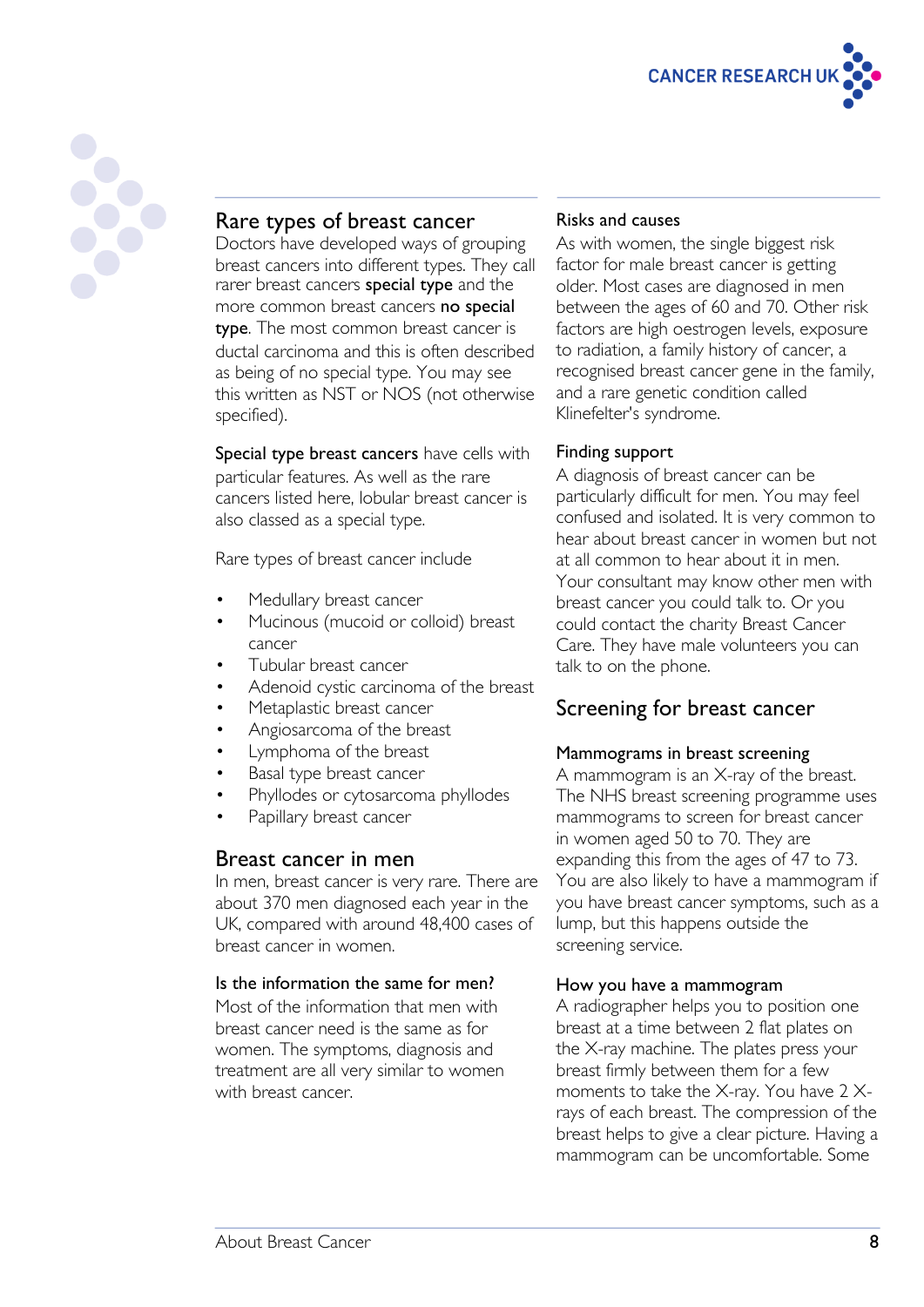## Rare types of breast cancer

Doctors have developed ways of grouping breast cancers into different types. They call rarer breast cancers **special type** and the more common breast cancers **no special type**. The most common breast cancer is ductal carcinoma and this is often described as being of no special type. You may see this written as NST or NOS (not otherwise specified).

**Special type breast cancers** have cells with particular features. As well as the rare cancers listed here, lobular breast cancer is also classed as a special type.

Rare types of breast cancer include

- Medullary breast cancer
- Mucinous (mucoid or colloid) breast cancer
- Tubular breast cancer
- Adenoid cystic carcinoma of the breast
- Metaplastic breast cancer
- Angiosarcoma of the breast
- Lymphoma of the breast
- Basal type breast cancer
- Phyllodes or cytosarcoma phyllodes
- Papillary breast cancer

## Breast cancer in men

In men, breast cancer is very rare. There are about 370 men diagnosed each year in the UK, compared with around 48,400 cases of breast cancer in women.

### Is the information the same for men?

Most of the information that men with breast cancer need is the same as for women. The symptoms, diagnosis and treatment are all very similar to women with breast cancer.

### Risks and causes

As with women, the single biggest risk factor for male breast cancer is getting older. Most cases are diagnosed in men between the ages of 60 and 70. Other risk factors are high oestrogen levels, exposure to radiation, a family history of cancer, a recognised breast cancer gene in the family, and a rare genetic condition called Klinefelter's syndrome.

### Finding support

A diagnosis of breast cancer can be particularly difficult for men. You may feel confused and isolated. It is very common to hear about breast cancer in women but not at all common to hear about it in men. Your consultant may know other men with breast cancer you could talk to. Or you could contact the charity Breast Cancer Care. They have male volunteers you can talk to on the phone.

## Screening for breast cancer

### Mammograms in breast screening

A mammogram is an X-ray of the breast. The NHS breast screening programme uses mammograms to screen for breast cancer in women aged 50 to 70. They are expanding this from the ages of 47 to 73. You are also likely to have a mammogram if you have breast cancer symptoms, such as a lump, but this happens outside the screening service.

### How you have a mammogram

A radiographer helps you to position one breast at a time between 2 flat plates on the X-ray machine. The plates press your breast firmly between them for a few moments to take the X-ray. You have 2 X-rays of each breast. The compression of the breast helps to give a clear picture. Having a mammogram can be uncomfortable. Some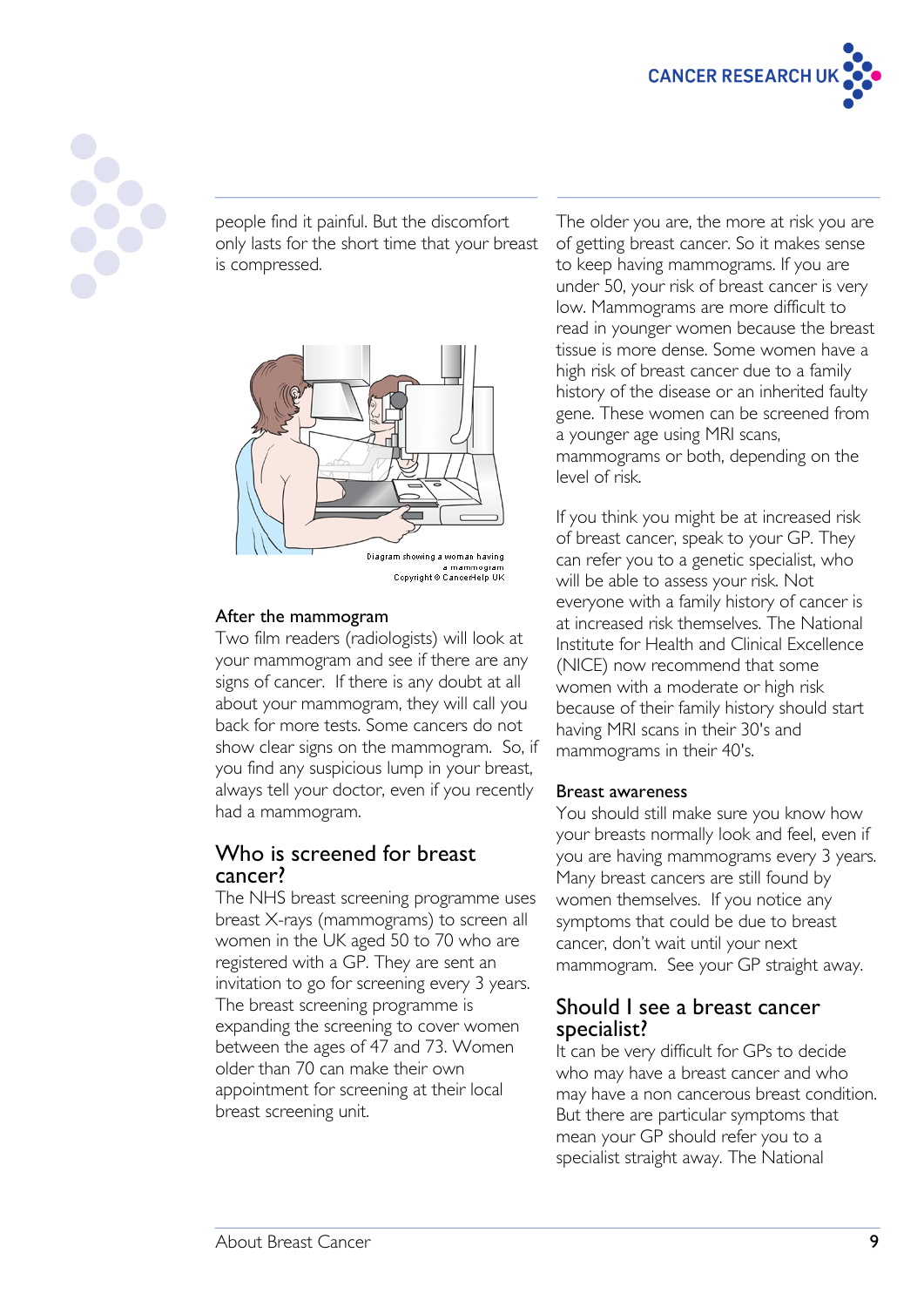people find it painful. But the discomfort only lasts for the short time that your breast is compressed.

Diagram showing a woman having a mammogram
Copyright © CancerHelp UK

### After the mammogram

Two film readers (radiologists) will look at your mammogram and see if there are any signs of cancer. If there is any doubt at all about your mammogram, they will call you back for more tests. Some cancers do not show clear signs on the mammogram. So, if you find any suspicious lump in your breast, always tell your doctor, even if you recently had a mammogram.

## Who is screened for breast cancer?

The NHS breast screening programme uses breast X-rays (mammograms) to screen all women in the UK aged 50 to 70 who are registered with a GP. They are sent an invitation to go for screening every 3 years. The breast screening programme is expanding the screening to cover women between the ages of 47 and 73. Women older than 70 can make their own appointment for screening at their local breast screening unit.

The older you are, the more at risk you are of getting breast cancer. So it makes sense to keep having mammograms. If you are under 50, your risk of breast cancer is very low. Mammograms are more difficult to read in younger women because the breast tissue is more dense. Some women have a high risk of breast cancer due to a family history of the disease or an inherited faulty gene. These women can be screened from a younger age using MRI scans, mammograms or both, depending on the level of risk.

If you think you might be at increased risk of breast cancer, speak to your GP. They can refer you to a genetic specialist, who will be able to assess your risk. Not everyone with a family history of cancer is at increased risk themselves. The National Institute for Health and Clinical Excellence (NICE) now recommend that some women with a moderate or high risk because of their family history should start having MRI scans in their 30's and mammograms in their 40's.

### Breast awareness

You should still make sure you know how your breasts normally look and feel, even if you are having mammograms every 3 years. Many breast cancers are still found by women themselves. If you notice any symptoms that could be due to breast cancer, don't wait until your next mammogram. See your GP straight away.

## Should I see a breast cancer specialist?

It can be very difficult for GPs to decide who may have a breast cancer and who may have a non cancerous breast condition. But there are particular symptoms that mean your GP should refer you to a specialist straight away. The National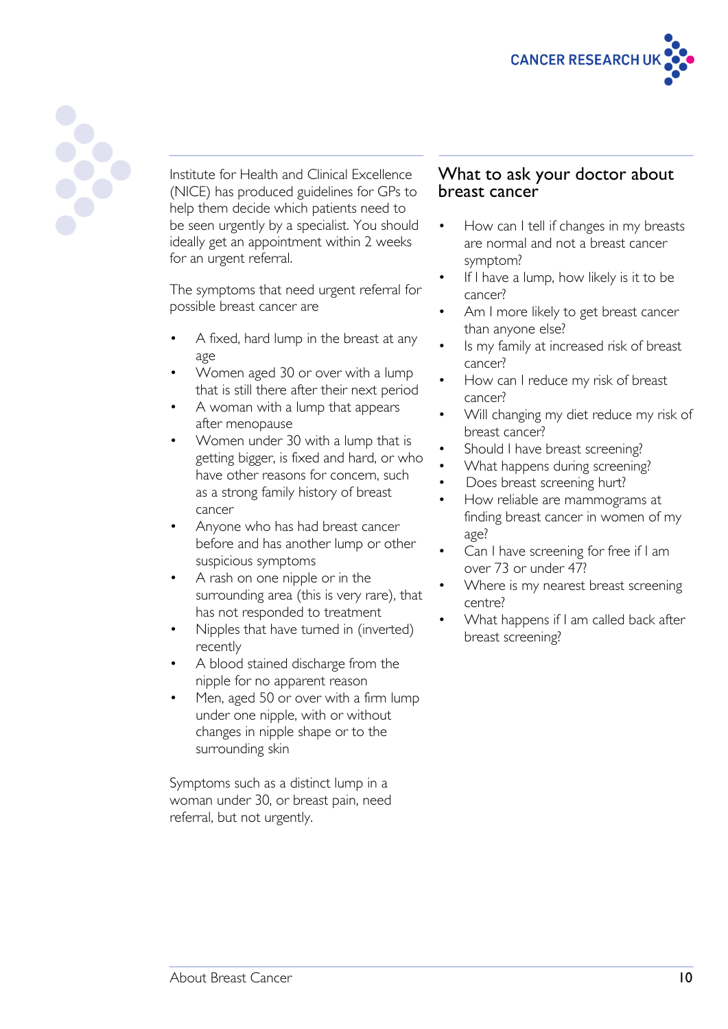Institute for Health and Clinical Excellence (NICE) has produced guidelines for GPs to help them decide which patients need to be seen urgently by a specialist. You should ideally get an appointment within 2 weeks for an urgent referral.

The symptoms that need urgent referral for possible breast cancer are

- A fixed, hard lump in the breast at any age
- Women aged 30 or over with a lump that is still there after their next period
- A woman with a lump that appears after menopause
- Women under 30 with a lump that is getting bigger, is fixed and hard, or who have other reasons for concern, such as a strong family history of breast cancer
- Anyone who has had breast cancer before and has another lump or other suspicious symptoms
- A rash on one nipple or in the surrounding area (this is very rare), that has not responded to treatment
- Nipples that have turned in (inverted) recently
- A blood stained discharge from the nipple for no apparent reason
- Men, aged 50 or over with a firm lump under one nipple, with or without changes in nipple shape or to the surrounding skin

Symptoms such as a distinct lump in a woman under 30, or breast pain, need referral, but not urgently.

## What to ask your doctor about breast cancer

- How can I tell if changes in my breasts are normal and not a breast cancer symptom?
- If I have a lump, how likely is it to be cancer?
- Am I more likely to get breast cancer than anyone else?
- Is my family at increased risk of breast cancer?
- How can I reduce my risk of breast cancer?
- Will changing my diet reduce my risk of breast cancer?
- Should I have breast screening?
- What happens during screening?
- Does breast screening hurt?
- How reliable are mammograms at finding breast cancer in women of my age?
- Can I have screening for free if I am over 73 or under 47?
- Where is my nearest breast screening centre?
- What happens if I am called back after breast screening?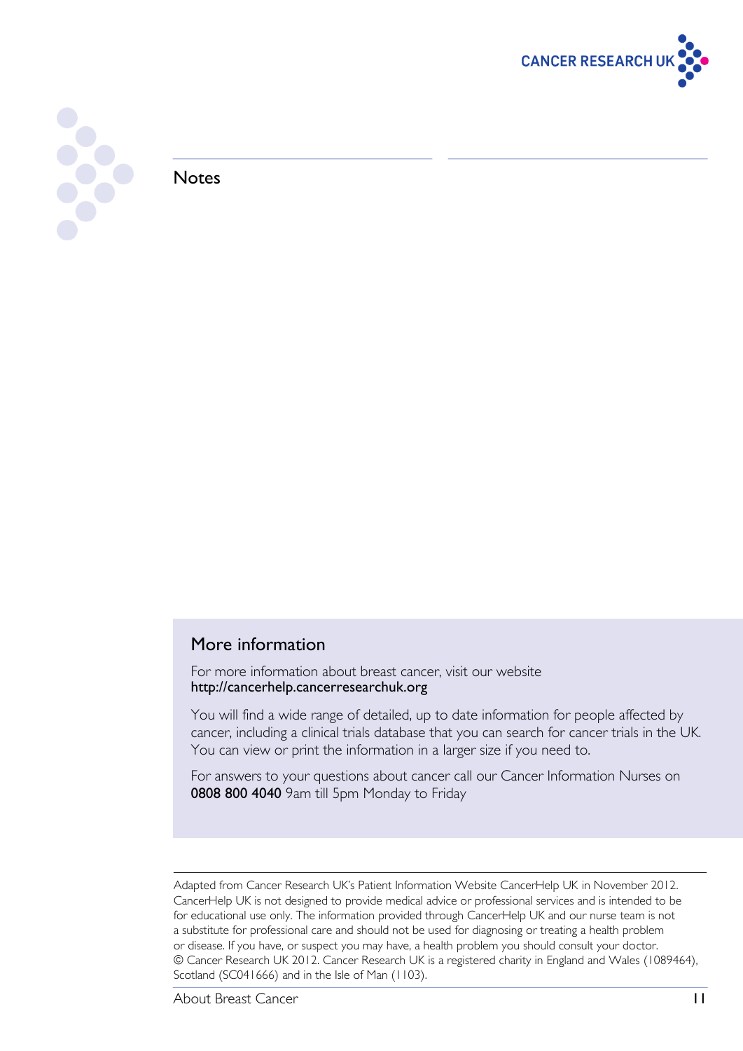## Notes

## More information

For more information about breast cancer, visit our website
**http://cancerhelp.cancerresearchuk.org**

You will find a wide range of detailed, up to date information for people affected by cancer, including a clinical trials database that you can search for cancer trials in the UK. You can view or print the information in a larger size if you need to.

For answers to your questions about cancer call our Cancer Information Nurses on **0808 800 4040** 9am till 5pm Monday to Friday

Adapted from Cancer Research UK's Patient Information Website CancerHelp UK in November 2012. CancerHelp UK is not designed to provide medical advice or professional services and is intended to be for educational use only. The information provided through CancerHelp UK and our nurse team is not a substitute for professional care and should not be used for diagnosing or treating a health problem or disease. If you have, or suspect you may have, a health problem you should consult your doctor. © Cancer Research UK 2012. Cancer Research UK is a registered charity in England and Wales (1089464), Scotland (SC041666) and in the Isle of Man (1103).